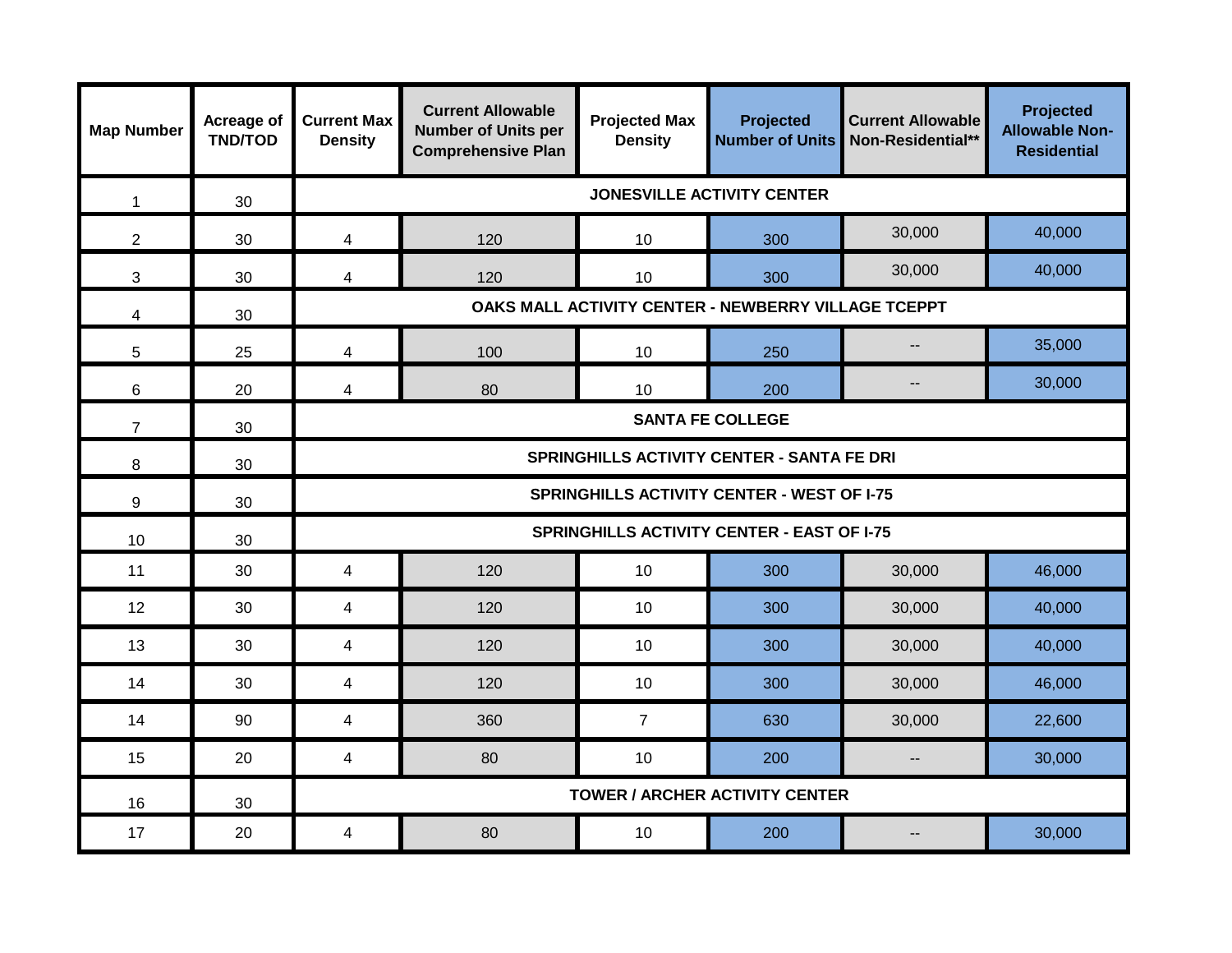| Map Number | Acreage of TND/TOD | Current Max Density | Current Allowable Number of Units per Comprehensive Plan | Projected Max Density | Projected Number of Units | Current Allowable Non-Residential** | Projected Allowable Non-Residential |
|---|---|---|---|---|---|---|---|
| 1 | 30 | JONESVILLE ACTIVITY CENTER | | | | | |
| 2 | 30 | 4 | 120 | 10 | 300 | 30,000 | 40,000 |
| 3 | 30 | 4 | 120 | 10 | 300 | 30,000 | 40,000 |
| 4 | 30 | OAKS MALL ACTIVITY CENTER - NEWBERRY VILLAGE TCEPPT | | | | | |
| 5 | 25 | 4 | 100 | 10 | 250 | -- | 35,000 |
| 6 | 20 | 4 | 80 | 10 | 200 | -- | 30,000 |
| 7 | 30 | SANTA FE COLLEGE | | | | | |
| 8 | 30 | SPRINGHILLS ACTIVITY CENTER - SANTA FE DRI | | | | | |
| 9 | 30 | SPRINGHILLS ACTIVITY CENTER - WEST OF I-75 | | | | | |
| 10 | 30 | SPRINGHILLS ACTIVITY CENTER - EAST OF I-75 | | | | | |
| 11 | 30 | 4 | 120 | 10 | 300 | 30,000 | 46,000 |
| 12 | 30 | 4 | 120 | 10 | 300 | 30,000 | 40,000 |
| 13 | 30 | 4 | 120 | 10 | 300 | 30,000 | 40,000 |
| 14 | 30 | 4 | 120 | 10 | 300 | 30,000 | 46,000 |
| 14 | 90 | 4 | 360 | 7 | 630 | 30,000 | 22,600 |
| 15 | 20 | 4 | 80 | 10 | 200 | -- | 30,000 |
| 16 | 30 | TOWER / ARCHER ACTIVITY CENTER | | | | | |
| 17 | 20 | 4 | 80 | 10 | 200 | -- | 30,000 |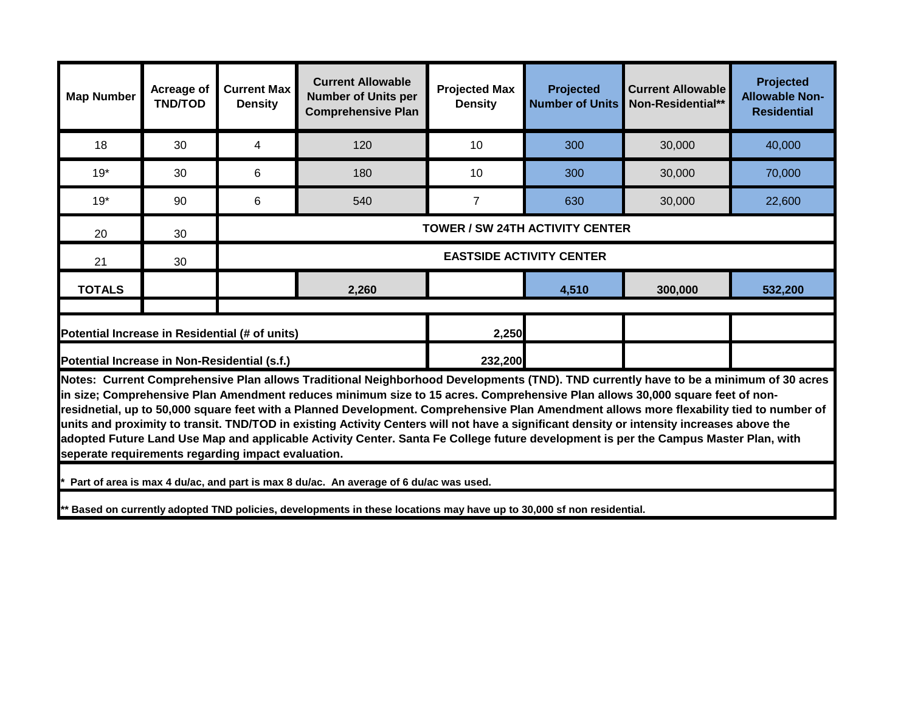| Map Number | Acreage of TND/TOD | Current Max Density | Current Allowable Number of Units per Comprehensive Plan | Projected Max Density | Projected Number of Units | Current Allowable Non-Residential** | Projected Allowable Non-Residential |
|---|---|---|---|---|---|---|---|
| 18 | 30 | 4 | 120 | 10 | 300 | 30,000 | 40,000 |
| 19* | 30 | 6 | 180 | 10 | 300 | 30,000 | 70,000 |
| 19* | 90 | 6 | 540 | 7 | 630 | 30,000 | 22,600 |
| 20 | 30 | TOWER / SW 24TH ACTIVITY CENTER | | | | | |
| 21 | 30 | EASTSIDE ACTIVITY CENTER | | | | | |
| **TOTALS** | | | **2,260** | | **4,510** | **300,000** | **532,200** |
| | | | | | | | |
| **Potential Increase in Residential (# of units)** | | | | **2,250** | | | |
| **Potential Increase in Non-Residential (s.f.)** | | | | **232,200** | | | |

**Notes: Current Comprehensive Plan allows Traditional Neighborhood Developments (TND). TND currently have to be a minimum of 30 acres in size; Comprehensive Plan Amendment reduces minimum size to 15 acres. Comprehensive Plan allows 30,000 square feet of non-residnetial, up to 50,000 square feet with a Planned Development. Comprehensive Plan Amendment allows more flexability tied to number of units and proximity to transit. TND/TOD in existing Activity Centers will not have a significant density or intensity increases above the adopted Future Land Use Map and applicable Activity Center. Santa Fe College future development is per the Campus Master Plan, with seperate requirements regarding impact evaluation.**

**\* Part of area is max 4 du/ac, and part is max 8 du/ac. An average of 6 du/ac was used.**

**\*\* Based on currently adopted TND policies, developments in these locations may have up to 30,000 sf non residential.**